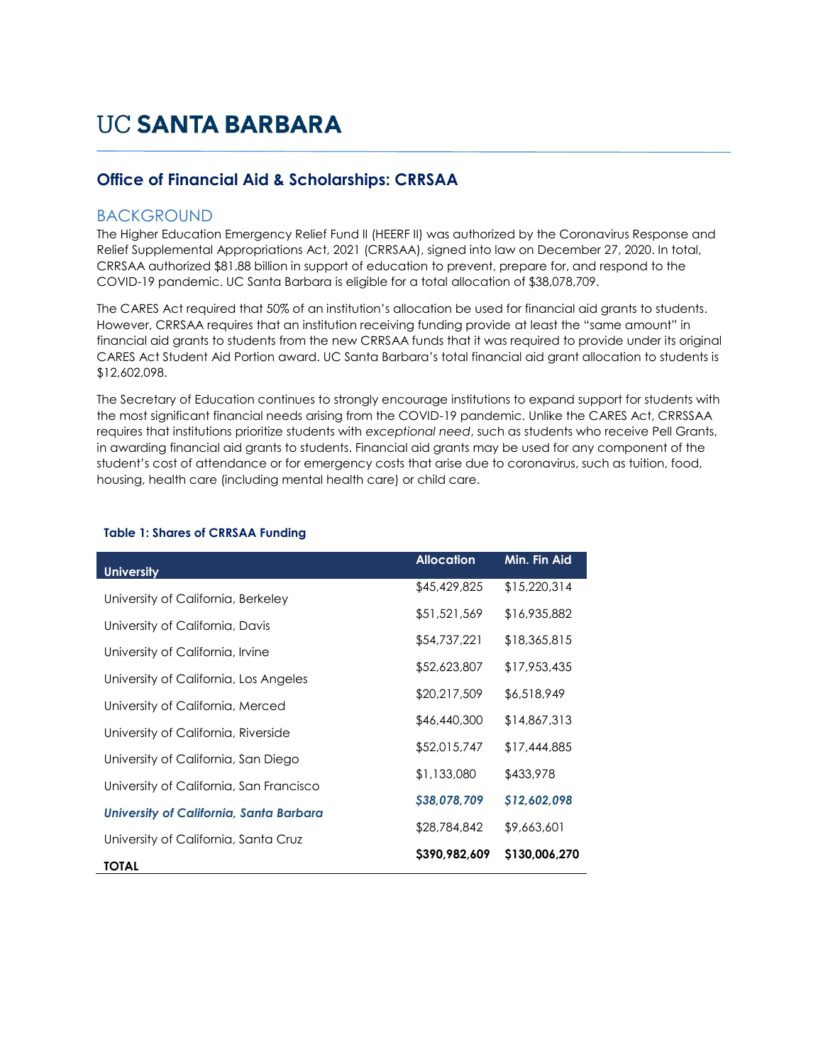# UC SANTA BARBARA

## Office of Financial Aid & Scholarships: CRRSAA

### BACKGROUND

The Higher Education Emergency Relief Fund II (HEERF II) was authorized by the Coronavirus Response and Relief Supplemental Appropriations Act, 2021 (CRRSAA), signed into law on December 27, 2020. In total, CRRSAA authorized $81.88 billion in support of education to prevent, prepare for, and respond to the COVID-19 pandemic. UC Santa Barbara is eligible for a total allocation of $38,078,709.

The CARES Act required that 50% of an institution's allocation be used for financial aid grants to students. However, CRRSAA requires that an institution receiving funding provide at least the "same amount" in financial aid grants to students from the new CRRSAA funds that it was required to provide under its original CARES Act Student Aid Portion award. UC Santa Barbara's total financial aid grant allocation to students is $12,602,098.

The Secretary of Education continues to strongly encourage institutions to expand support for students with the most significant financial needs arising from the COVID-19 pandemic. Unlike the CARES Act, CRRSSAA requires that institutions prioritize students with *exceptional need*, such as students who receive Pell Grants, in awarding financial aid grants to students. Financial aid grants may be used for any component of the student's cost of attendance or for emergency costs that arise due to coronavirus, such as tuition, food, housing, health care (including mental health care) or child care.

**Table 1: Shares of CRRSAA Funding**

| University | Allocation | Min. Fin Aid |
|---|---|---|
| University of California, Berkeley | $45,429,825 | $15,220,314 |
| University of California, Davis | $51,521,569 | $16,935,882 |
| University of California, Irvine | $54,737,221 | $18,365,815 |
| University of California, Los Angeles | $52,623,807 | $17,953,435 |
| University of California, Merced | $20,217,509 | $6,518,949 |
| University of California, Riverside | $46,440,300 | $14,867,313 |
| University of California, San Diego | $52,015,747 | $17,444,885 |
| University of California, San Francisco | $1,133,080 | $433,978 |
| ***University of California, Santa Barbara*** | ***$38,078,709*** | ***$12,602,098*** |
| University of California, Santa Cruz | $28,784,842 | $9,663,601 |
| **TOTAL** | **$390,982,609** | **$130,006,270** |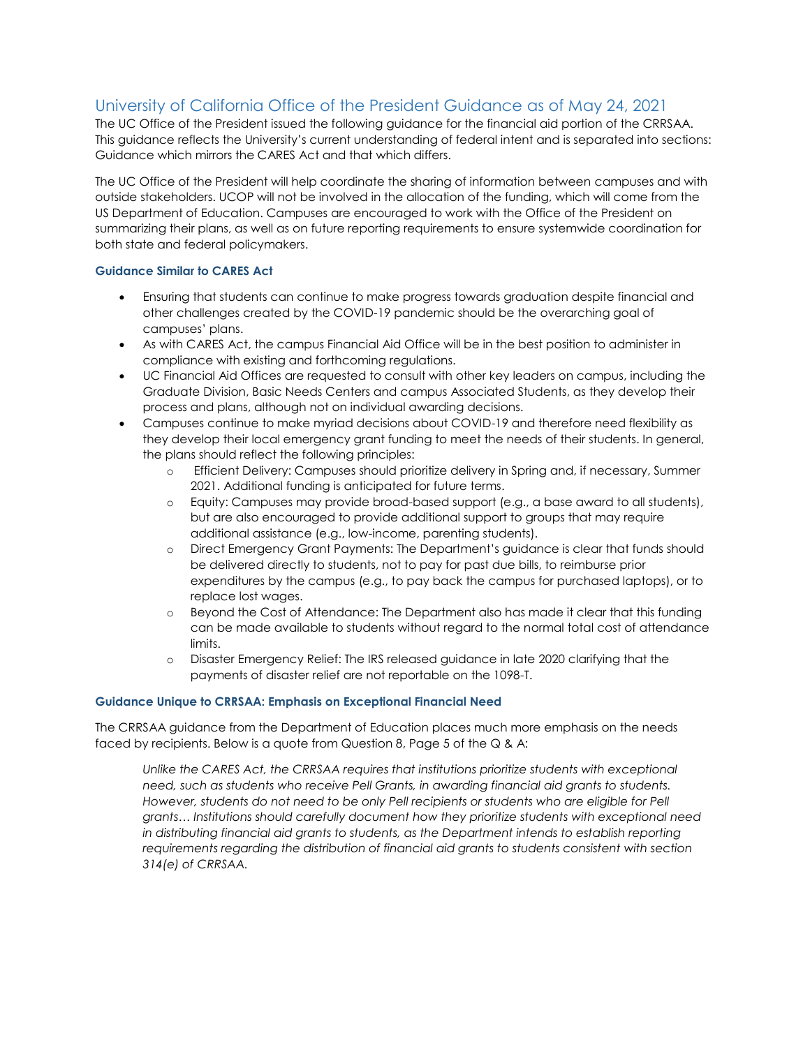## University of California Office of the President Guidance as of May 24, 2021

The UC Office of the President issued the following guidance for the financial aid portion of the CRRSAA. This guidance reflects the University's current understanding of federal intent and is separated into sections: Guidance which mirrors the CARES Act and that which differs.

The UC Office of the President will help coordinate the sharing of information between campuses and with outside stakeholders. UCOP will not be involved in the allocation of the funding, which will come from the US Department of Education. Campuses are encouraged to work with the Office of the President on summarizing their plans, as well as on future reporting requirements to ensure systemwide coordination for both state and federal policymakers.

### Guidance Similar to CARES Act

- Ensuring that students can continue to make progress towards graduation despite financial and other challenges created by the COVID-19 pandemic should be the overarching goal of campuses' plans.
- As with CARES Act, the campus Financial Aid Office will be in the best position to administer in compliance with existing and forthcoming regulations.
- UC Financial Aid Offices are requested to consult with other key leaders on campus, including the Graduate Division, Basic Needs Centers and campus Associated Students, as they develop their process and plans, although not on individual awarding decisions.
- Campuses continue to make myriad decisions about COVID-19 and therefore need flexibility as they develop their local emergency grant funding to meet the needs of their students. In general, the plans should reflect the following principles:
    - Efficient Delivery: Campuses should prioritize delivery in Spring and, if necessary, Summer 2021. Additional funding is anticipated for future terms.
    - Equity: Campuses may provide broad-based support (e.g., a base award to all students), but are also encouraged to provide additional support to groups that may require additional assistance (e.g., low-income, parenting students).
    - Direct Emergency Grant Payments: The Department's guidance is clear that funds should be delivered directly to students, not to pay for past due bills, to reimburse prior expenditures by the campus (e.g., to pay back the campus for purchased laptops), or to replace lost wages.
    - Beyond the Cost of Attendance: The Department also has made it clear that this funding can be made available to students without regard to the normal total cost of attendance limits.
    - Disaster Emergency Relief: The IRS released guidance in late 2020 clarifying that the payments of disaster relief are not reportable on the 1098-T.

### Guidance Unique to CRRSAA: Emphasis on Exceptional Financial Need

The CRRSAA guidance from the Department of Education places much more emphasis on the needs faced by recipients. Below is a quote from Question 8, Page 5 of the Q & A:

> *Unlike the CARES Act, the CRRSAA requires that institutions prioritize students with exceptional need, such as students who receive Pell Grants, in awarding financial aid grants to students. However, students do not need to be only Pell recipients or students who are eligible for Pell grants… Institutions should carefully document how they prioritize students with exceptional need in distributing financial aid grants to students, as the Department intends to establish reporting requirements regarding the distribution of financial aid grants to students consistent with section 314(e) of CRRSAA.*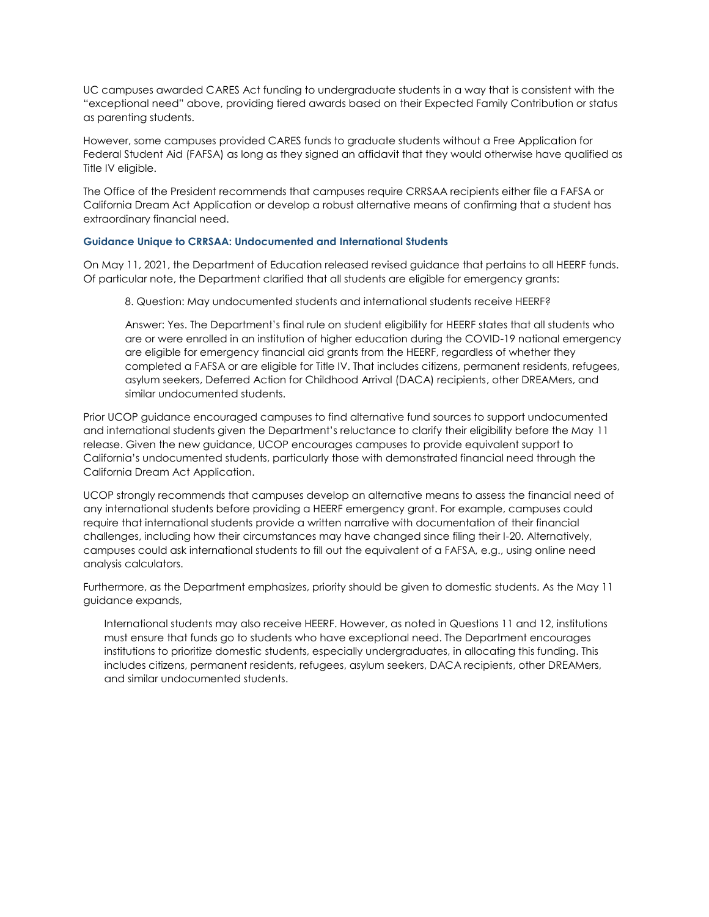UC campuses awarded CARES Act funding to undergraduate students in a way that is consistent with the "exceptional need" above, providing tiered awards based on their Expected Family Contribution or status as parenting students.

However, some campuses provided CARES funds to graduate students without a Free Application for Federal Student Aid (FAFSA) as long as they signed an affidavit that they would otherwise have qualified as Title IV eligible.

The Office of the President recommends that campuses require CRRSAA recipients either file a FAFSA or California Dream Act Application or develop a robust alternative means of confirming that a student has extraordinary financial need.

### Guidance Unique to CRRSAA: Undocumented and International Students

On May 11, 2021, the Department of Education released revised guidance that pertains to all HEERF funds. Of particular note, the Department clarified that all students are eligible for emergency grants:

> 8. Question: May undocumented students and international students receive HEERF?
>
> Answer: Yes. The Department's final rule on student eligibility for HEERF states that all students who are or were enrolled in an institution of higher education during the COVID-19 national emergency are eligible for emergency financial aid grants from the HEERF, regardless of whether they completed a FAFSA or are eligible for Title IV. That includes citizens, permanent residents, refugees, asylum seekers, Deferred Action for Childhood Arrival (DACA) recipients, other DREAMers, and similar undocumented students.

Prior UCOP guidance encouraged campuses to find alternative fund sources to support undocumented and international students given the Department's reluctance to clarify their eligibility before the May 11 release. Given the new guidance, UCOP encourages campuses to provide equivalent support to California's undocumented students, particularly those with demonstrated financial need through the California Dream Act Application.

UCOP strongly recommends that campuses develop an alternative means to assess the financial need of any international students before providing a HEERF emergency grant. For example, campuses could require that international students provide a written narrative with documentation of their financial challenges, including how their circumstances may have changed since filing their I-20. Alternatively, campuses could ask international students to fill out the equivalent of a FAFSA, e.g., using online need analysis calculators.

Furthermore, as the Department emphasizes, priority should be given to domestic students. As the May 11 guidance expands,

> International students may also receive HEERF. However, as noted in Questions 11 and 12, institutions must ensure that funds go to students who have exceptional need. The Department encourages institutions to prioritize domestic students, especially undergraduates, in allocating this funding. This includes citizens, permanent residents, refugees, asylum seekers, DACA recipients, other DREAMers, and similar undocumented students.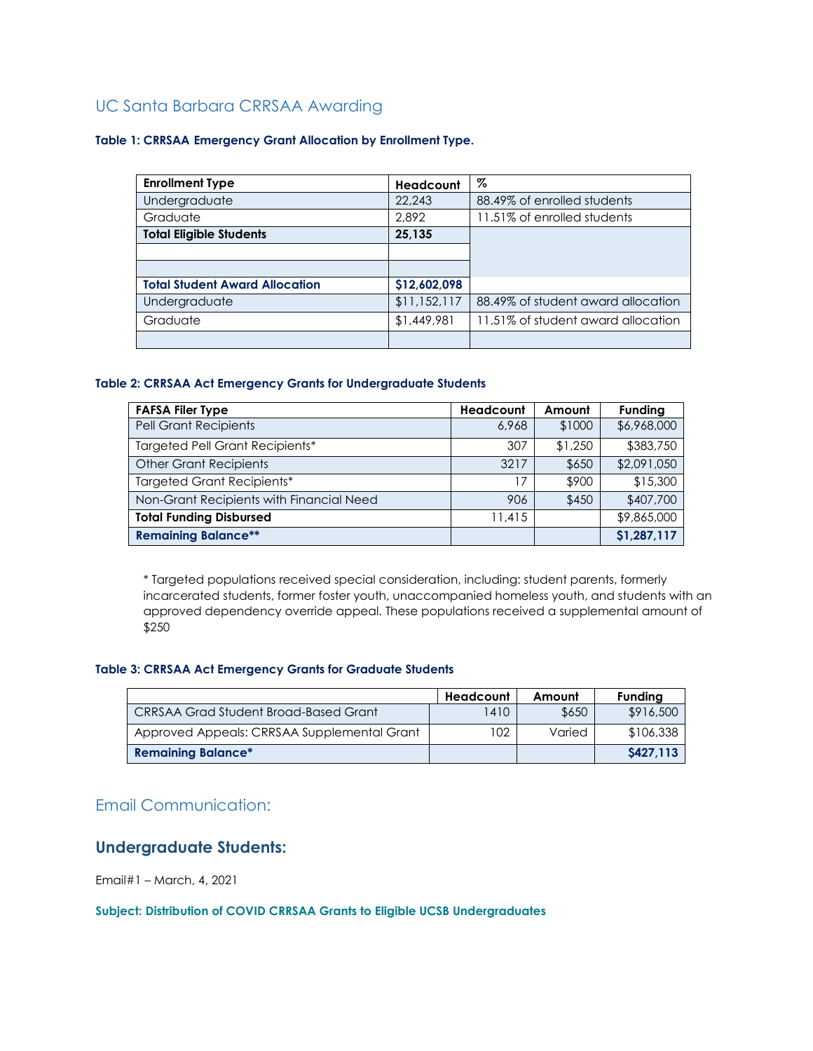## UC Santa Barbara CRRSAA Awarding

**Table 1: CRRSAA Emergency Grant Allocation by Enrollment Type.**

| Enrollment Type | Headcount | % |
|---|---|---|
| Undergraduate | 22,243 | 88.49% of enrolled students |
| Graduate | 2,892 | 11.51% of enrolled students |
| **Total Eligible Students** | **25,135** | |
| | | |
| | | |
| **Total Student Award Allocation** | **$12,602,098** | |
| Undergraduate | $11,152,117 | 88.49% of student award allocation |
| Graduate | $1,449,981 | 11.51% of student award allocation |
| | | |

**Table 2: CRRSAA Act Emergency Grants for Undergraduate Students**

| FAFSA Filer Type | Headcount | Amount | Funding |
|---|---|---|---|
| Pell Grant Recipients | 6,968 | $1000 | $6,968,000 |
| Targeted Pell Grant Recipients* | 307 | $1,250 | $383,750 |
| Other Grant Recipients | 3217 | $650 | $2,091,050 |
| Targeted Grant Recipients* | 17 | $900 | $15,300 |
| Non-Grant Recipients with Financial Need | 906 | $450 | $407,700 |
| **Total Funding Disbursed** | 11,415 | | $9,865,000 |
| **Remaining Balance**** | | | **$1,287,117** |

* Targeted populations received special consideration, including: student parents, formerly incarcerated students, former foster youth, unaccompanied homeless youth, and students with an approved dependency override appeal. These populations received a supplemental amount of $250

**Table 3: CRRSAA Act Emergency Grants for Graduate Students**

| | Headcount | Amount | Funding |
|---|---|---|---|
| CRRSAA Grad Student Broad-Based Grant | 1410 | $650 | $916,500 |
| Approved Appeals: CRRSAA Supplemental Grant | 102 | Varied | $106,338 |
| **Remaining Balance*** | | | **$427,113** |

## Email Communication:

### Undergraduate Students:

Email#1 – March, 4, 2021

**Subject: Distribution of COVID CRRSAA Grants to Eligible UCSB Undergraduates**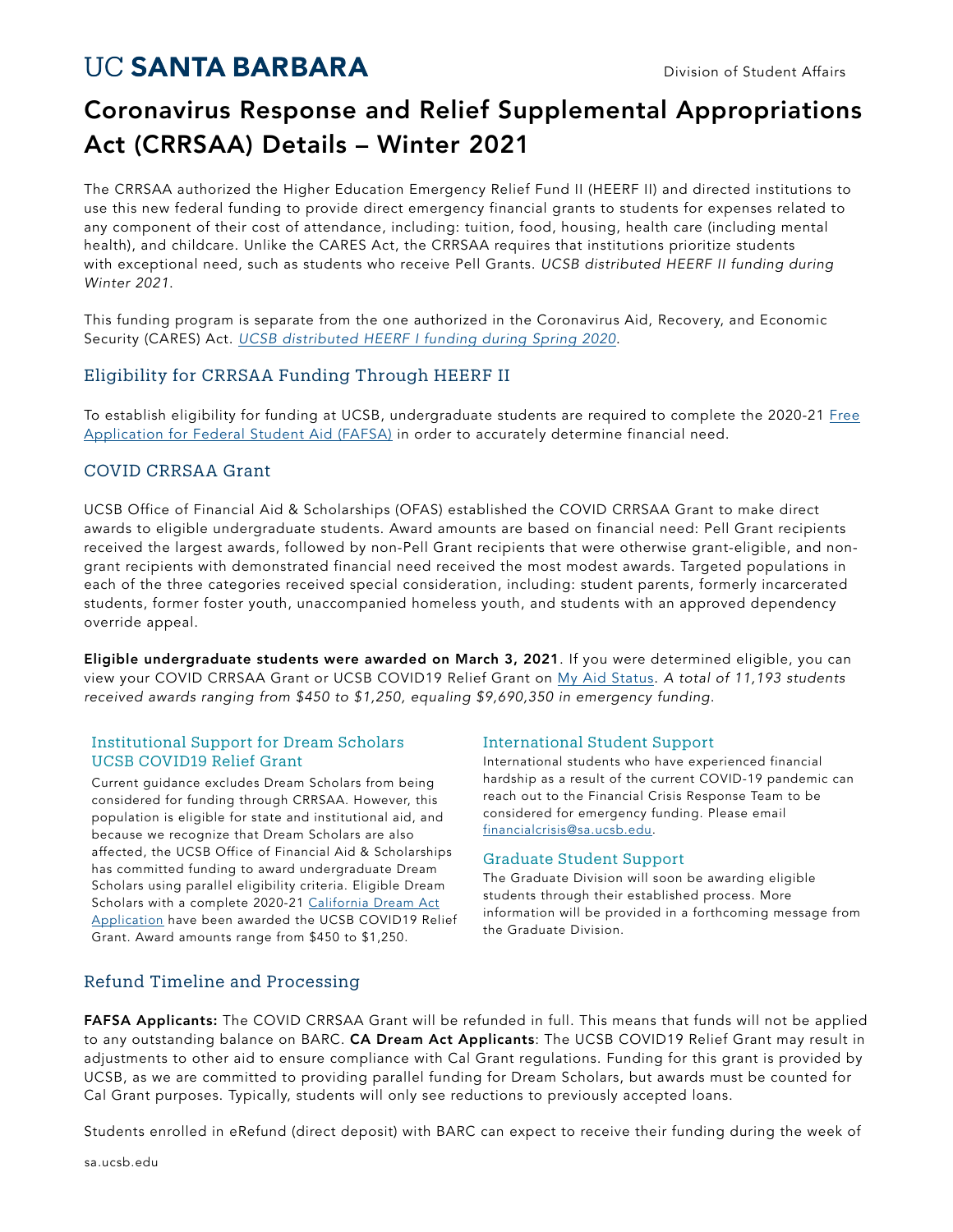UC SANTA BARBARA

Division of Student Affairs

# Coronavirus Response and Relief Supplemental Appropriations Act (CRRSAA) Details – Winter 2021

The CRRSAA authorized the Higher Education Emergency Relief Fund II (HEERF II) and directed institutions to use this new federal funding to provide direct emergency financial grants to students for expenses related to any component of their cost of attendance, including: tuition, food, housing, health care (including mental health), and childcare. Unlike the CARES Act, the CRRSAA requires that institutions prioritize students with exceptional need, such as students who receive Pell Grants. *UCSB distributed HEERF II funding during Winter 2021.*

This funding program is separate from the one authorized in the Coronavirus Aid, Recovery, and Economic Security (CARES) Act. *UCSB distributed HEERF I funding during Spring 2020.*

## Eligibility for CRRSAA Funding Through HEERF II

To establish eligibility for funding at UCSB, undergraduate students are required to complete the 2020-21 Free Application for Federal Student Aid (FAFSA) in order to accurately determine financial need.

## COVID CRRSAA Grant

UCSB Office of Financial Aid & Scholarships (OFAS) established the COVID CRRSAA Grant to make direct awards to eligible undergraduate students. Award amounts are based on financial need: Pell Grant recipients received the largest awards, followed by non-Pell Grant recipients that were otherwise grant-eligible, and non-grant recipients with demonstrated financial need received the most modest awards. Targeted populations in each of the three categories received special consideration, including: student parents, formerly incarcerated students, former foster youth, unaccompanied homeless youth, and students with an approved dependency override appeal.

**Eligible undergraduate students were awarded on March 3, 2021**. If you were determined eligible, you can view your COVID CRRSAA Grant or UCSB COVID19 Relief Grant on My Aid Status. *A total of 11,193 students received awards ranging from $450 to $1,250, equaling $9,690,350 in emergency funding.*

### Institutional Support for Dream Scholars UCSB COVID19 Relief Grant

Current guidance excludes Dream Scholars from being considered for funding through CRRSAA. However, this population is eligible for state and institutional aid, and because we recognize that Dream Scholars are also affected, the UCSB Office of Financial Aid & Scholarships has committed funding to award undergraduate Dream Scholars using parallel eligibility criteria. Eligible Dream Scholars with a complete 2020-21 California Dream Act Application have been awarded the UCSB COVID19 Relief Grant. Award amounts range from $450 to $1,250.

### International Student Support

International students who have experienced financial hardship as a result of the current COVID-19 pandemic can reach out to the Financial Crisis Response Team to be considered for emergency funding. Please email financialcrisis@sa.ucsb.edu.

### Graduate Student Support

The Graduate Division will soon be awarding eligible students through their established process. More information will be provided in a forthcoming message from the Graduate Division.

## Refund Timeline and Processing

**FAFSA Applicants:** The COVID CRRSAA Grant will be refunded in full. This means that funds will not be applied to any outstanding balance on BARC. **CA Dream Act Applicants**: The UCSB COVID19 Relief Grant may result in adjustments to other aid to ensure compliance with Cal Grant regulations. Funding for this grant is provided by UCSB, as we are committed to providing parallel funding for Dream Scholars, but awards must be counted for Cal Grant purposes. Typically, students will only see reductions to previously accepted loans.

Students enrolled in eRefund (direct deposit) with BARC can expect to receive their funding during the week of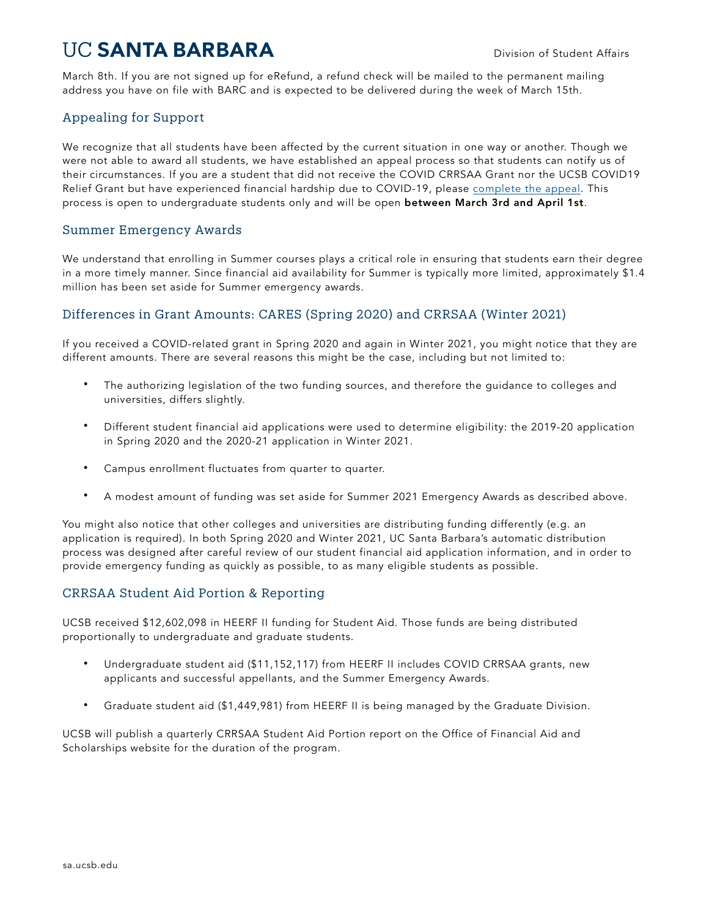March 8th. If you are not signed up for eRefund, a refund check will be mailed to the permanent mailing address you have on file with BARC and is expected to be delivered during the week of March 15th.

## Appealing for Support

We recognize that all students have been affected by the current situation in one way or another. Though we were not able to award all students, we have established an appeal process so that students can notify us of their circumstances. If you are a student that did not receive the COVID CRRSAA Grant nor the UCSB COVID19 Relief Grant but have experienced financial hardship due to COVID-19, please complete the appeal. This process is open to undergraduate students only and will be open **between March 3rd and April 1st**.

## Summer Emergency Awards

We understand that enrolling in Summer courses plays a critical role in ensuring that students earn their degree in a more timely manner. Since financial aid availability for Summer is typically more limited, approximately $1.4 million has been set aside for Summer emergency awards.

## Differences in Grant Amounts: CARES (Spring 2020) and CRRSAA (Winter 2021)

If you received a COVID-related grant in Spring 2020 and again in Winter 2021, you might notice that they are different amounts. There are several reasons this might be the case, including but not limited to:

- The authorizing legislation of the two funding sources, and therefore the guidance to colleges and universities, differs slightly.
- Different student financial aid applications were used to determine eligibility: the 2019-20 application in Spring 2020 and the 2020-21 application in Winter 2021.
- Campus enrollment fluctuates from quarter to quarter.
- A modest amount of funding was set aside for Summer 2021 Emergency Awards as described above.

You might also notice that other colleges and universities are distributing funding differently (e.g. an application is required). In both Spring 2020 and Winter 2021, UC Santa Barbara's automatic distribution process was designed after careful review of our student financial aid application information, and in order to provide emergency funding as quickly as possible, to as many eligible students as possible.

## CRRSAA Student Aid Portion & Reporting

UCSB received $12,602,098 in HEERF II funding for Student Aid. Those funds are being distributed proportionally to undergraduate and graduate students.

- Undergraduate student aid ($11,152,117) from HEERF II includes COVID CRRSAA grants, new applicants and successful appellants, and the Summer Emergency Awards.
- Graduate student aid ($1,449,981) from HEERF II is being managed by the Graduate Division.

UCSB will publish a quarterly CRRSAA Student Aid Portion report on the Office of Financial Aid and Scholarships website for the duration of the program.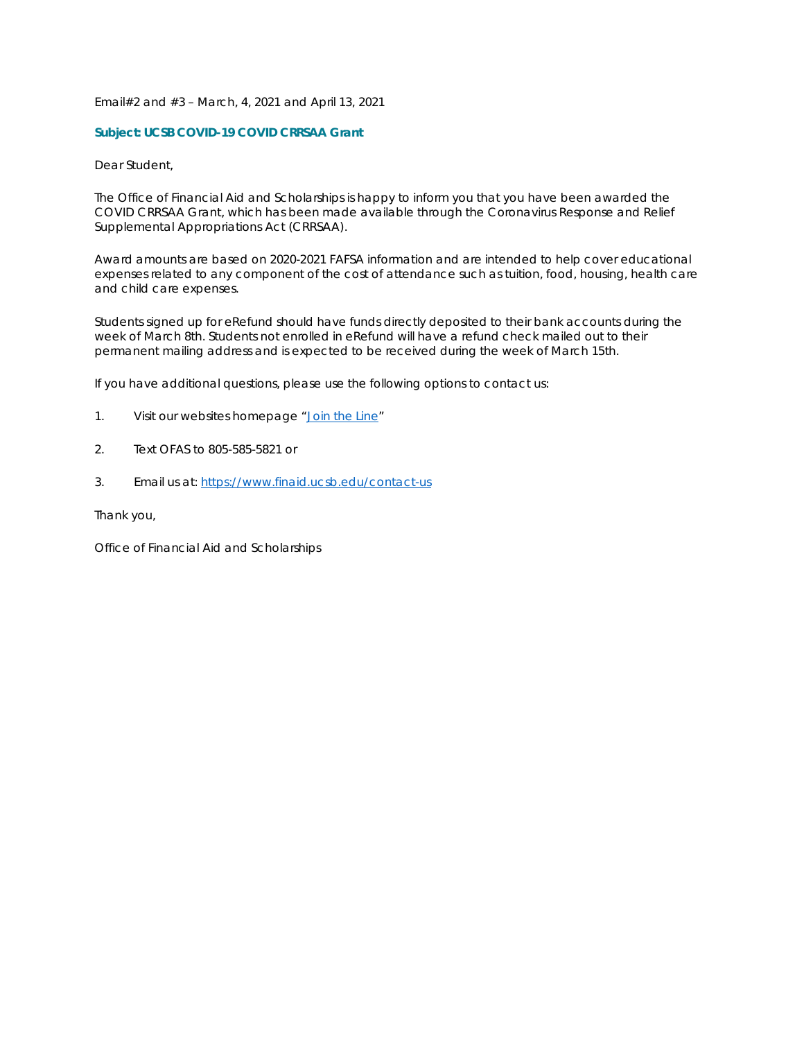Email#2 and #3 – March, 4, 2021 and April 13, 2021

**Subject: UCSB COVID-19 COVID CRRSAA Grant**

Dear Student,

The Office of Financial Aid and Scholarships is happy to inform you that you have been awarded the COVID CRRSAA Grant, which has been made available through the Coronavirus Response and Relief Supplemental Appropriations Act (CRRSAA).

Award amounts are based on 2020-2021 FAFSA information and are intended to help cover educational expenses related to any component of the cost of attendance such as tuition, food, housing, health care and child care expenses.

Students signed up for eRefund should have funds directly deposited to their bank accounts during the week of March 8th. Students not enrolled in eRefund will have a refund check mailed out to their permanent mailing address and is expected to be received during the week of March 15th.

If you have additional questions, please use the following options to contact us:

1. Visit our websites homepage "Join the Line"
2. Text OFAS to 805-585-5821 or
3. Email us at: https://www.finaid.ucsb.edu/contact-us

Thank you,

Office of Financial Aid and Scholarships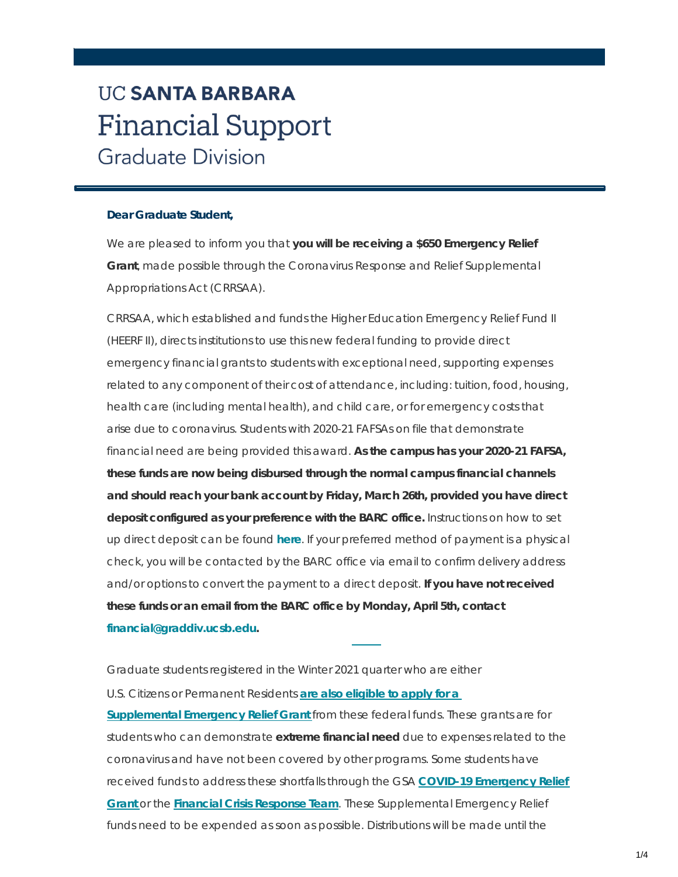# UC SANTA BARBARA Financial Support

## Graduate Division

**Dear Graduate Student,**

We are pleased to inform you that **you will be receiving a $650 Emergency Relief Grant**, made possible through the Coronavirus Response and Relief Supplemental Appropriations Act (CRRSAA).

CRRSAA, which established and funds the Higher Education Emergency Relief Fund II (HEERF II), directs institutions to use this new federal funding to provide direct emergency financial grants to students with exceptional need, supporting expenses related to any component of their cost of attendance, including: tuition, food, housing, health care (including mental health), and child care, or for emergency costs that arise due to coronavirus. Students with 2020-21 FAFSAs on file that demonstrate financial need are being provided this award. **As the campus has your 2020-21 FAFSA, these funds are now being disbursed through the normal campus financial channels and should reach your bank account by Friday, March 26th, provided you have direct deposit configured as your preference with the BARC office.** Instructions on how to set up direct deposit can be found **here**. If your preferred method of payment is a physical check, you will be contacted by the BARC office via email to confirm delivery address and/or options to convert the payment to a direct deposit. **If you have not received these funds or an email from the BARC office by Monday, April 5th, contact financial@graddiv.ucsb.edu.**

---

Graduate students registered in the Winter 2021 quarter who are either U.S. Citizens or Permanent Residents **are also eligible to apply for a Supplemental Emergency Relief Grant** from these federal funds. These grants are for students who can demonstrate **extreme financial need** due to expenses related to the coronavirus and have not been covered by other programs. Some students have received funds to address these shortfalls through the GSA **COVID-19 Emergency Relief Grant** or the **Financial Crisis Response Team**. These Supplemental Emergency Relief funds need to be expended as soon as possible. Distributions will be made until the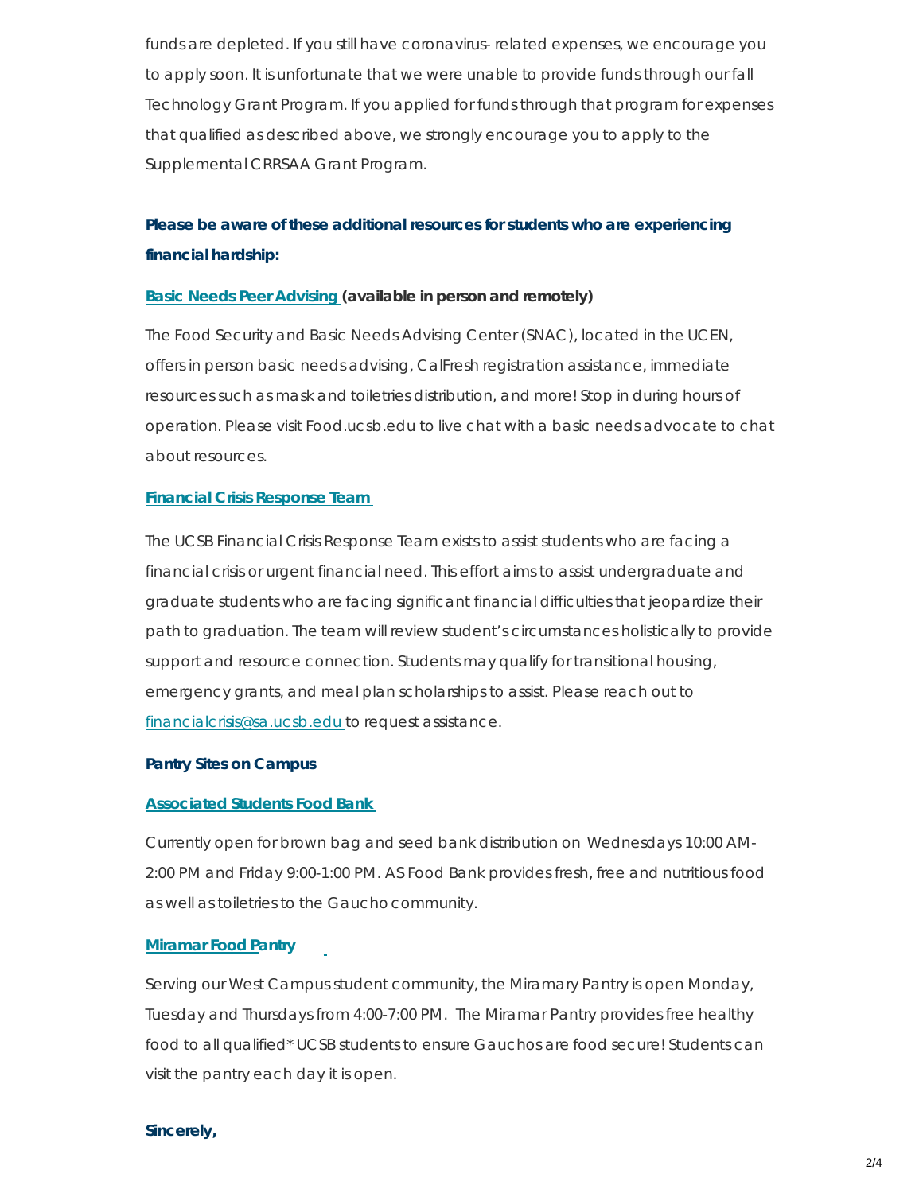funds are depleted. If you still have coronavirus- related expenses, we encourage you to apply soon. It is unfortunate that we were unable to provide funds through our fall Technology Grant Program. If you applied for funds through that program for expenses that qualified as described above, we strongly encourage you to apply to the Supplemental CRRSAA Grant Program.

**Please be aware of these additional resources for students who are experiencing financial hardship:**

**Basic Needs Peer Advising (available in person and remotely)**

The Food Security and Basic Needs Advising Center (SNAC), located in the UCEN, offers in person basic needs advising, CalFresh registration assistance, immediate resources such as mask and toiletries distribution, and more! Stop in during hours of operation. Please visit Food.ucsb.edu to live chat with a basic needs advocate to chat about resources.

**Financial Crisis Response Team**

The UCSB Financial Crisis Response Team exists to assist students who are facing a financial crisis or urgent financial need. This effort aims to assist undergraduate and graduate students who are facing significant financial difficulties that jeopardize their path to graduation. The team will review student's circumstances holistically to provide support and resource connection. Students may qualify for transitional housing, emergency grants, and meal plan scholarships to assist. Please reach out to financialcrisis@sa.ucsb.edu to request assistance.

**Pantry Sites on Campus**

**Associated Students Food Bank**

Currently open for brown bag and seed bank distribution on Wednesdays 10:00 AM-2:00 PM and Friday 9:00-1:00 PM. AS Food Bank provides fresh, free and nutritious food as well as toiletries to the Gaucho community.

**Miramar Food Pantry**

Serving our West Campus student community, the Miramary Pantry is open Monday, Tuesday and Thursdays from 4:00-7:00 PM. The Miramar Pantry provides free healthy food to all qualified* UCSB students to ensure Gauchos are food secure! Students can visit the pantry each day it is open.

**Sincerely,**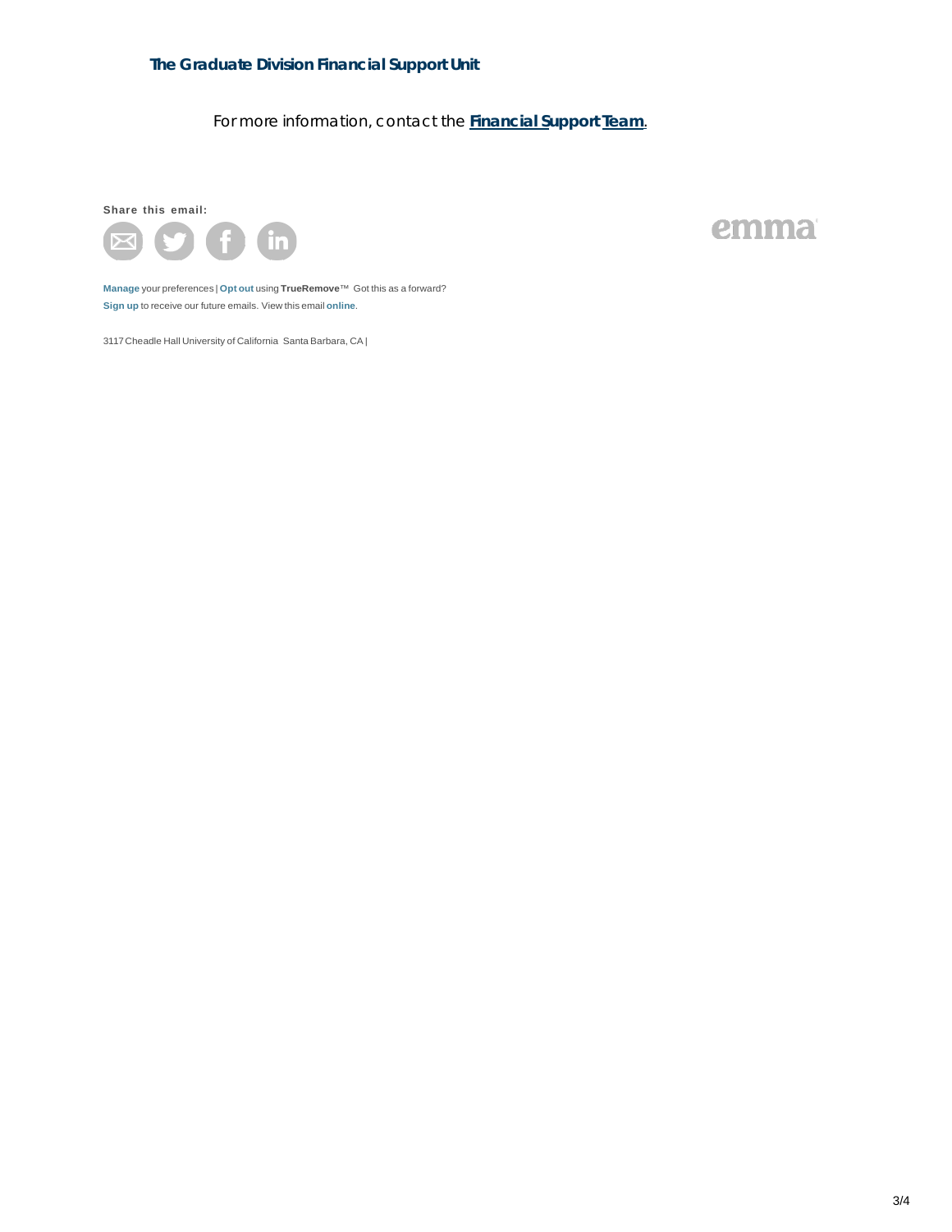**The Graduate Division Financial Support Unit**

For more information, contact the **Financial Support Team**.

**Share this email:**

**Manage** your preferences | **Opt out** using **TrueRemove**™ Got this as a forward? **Sign up** to receive our future emails. View this email **online**.

3117 Cheadle Hall University of California Santa Barbara, CA |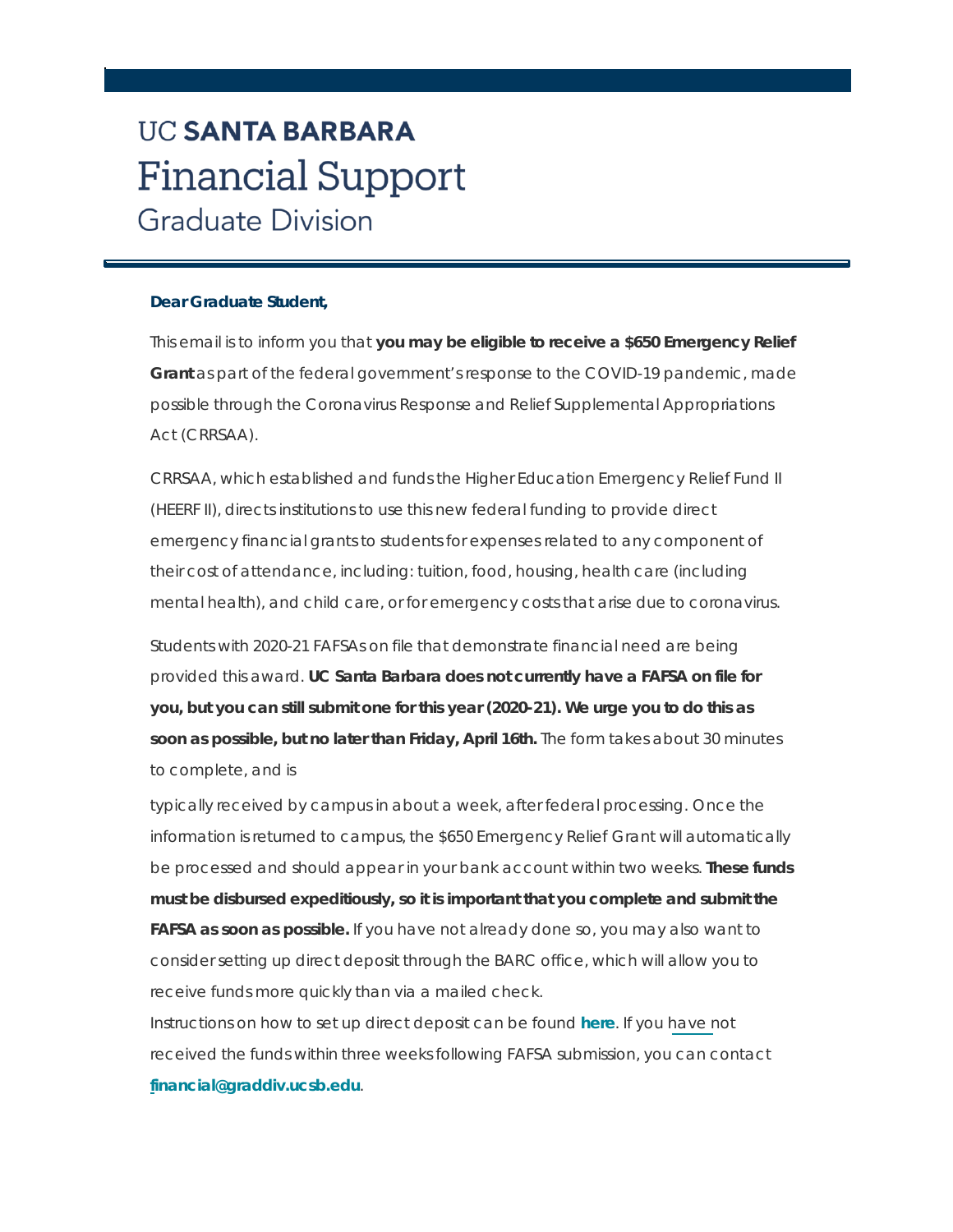# UC SANTA BARBARA
## Financial Support
### Graduate Division

**Dear Graduate Student,**

This email is to inform you that **you may be eligible to receive a $650 Emergency Relief Grant** as part of the federal government's response to the COVID-19 pandemic, made possible through the Coronavirus Response and Relief Supplemental Appropriations Act (CRRSAA).

CRRSAA, which established and funds the Higher Education Emergency Relief Fund II (HEERF II), directs institutions to use this new federal funding to provide direct emergency financial grants to students for expenses related to any component of their cost of attendance, including: tuition, food, housing, health care (including mental health), and child care, or for emergency costs that arise due to coronavirus.

Students with 2020-21 FAFSAs on file that demonstrate financial need are being provided this award. **UC Santa Barbara does not currently have a FAFSA on file for you, but you can still submit one for this year (2020-21). We urge you to do this as soon as possible, but no later than Friday, April 16th.** The form takes about 30 minutes to complete, and is typically received by campus in about a week, after federal processing. Once the information is returned to campus, the $650 Emergency Relief Grant will automatically be processed and should appear in your bank account within two weeks. **These funds must be disbursed expeditiously, so it is important that you complete and submit the FAFSA as soon as possible.** If you have not already done so, you may also want to consider setting up direct deposit through the BARC office, which will allow you to receive funds more quickly than via a mailed check.

Instructions on how to set up direct deposit can be found **here**. If you have not received the funds within three weeks following FAFSA submission, you can contact **financial@graddiv.ucsb.edu**.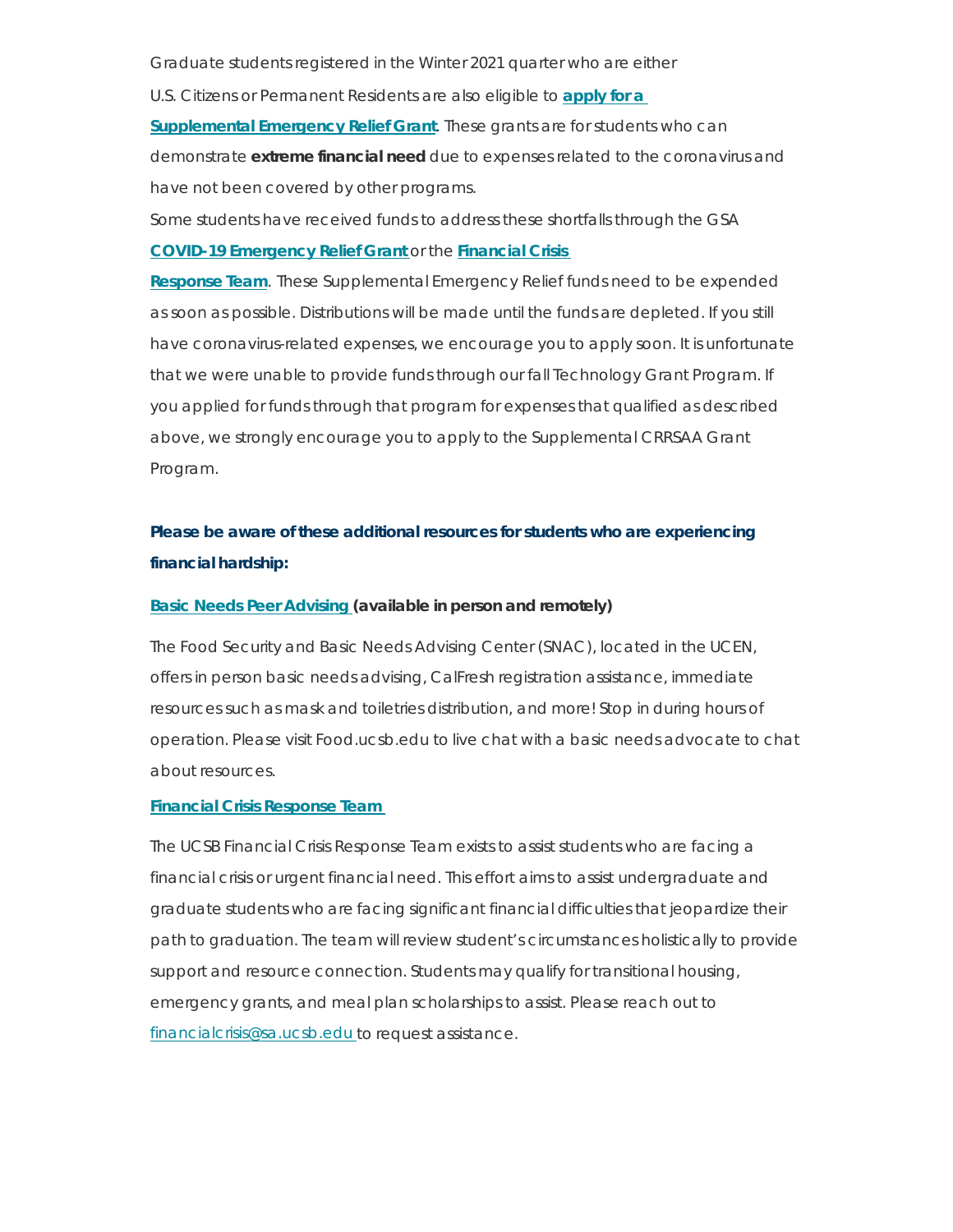Graduate students registered in the Winter 2021 quarter who are either U.S. Citizens or Permanent Residents are also eligible to **apply for a Supplemental Emergency Relief Grant**. These grants are for students who can demonstrate **extreme financial need** due to expenses related to the coronavirus and have not been covered by other programs.

Some students have received funds to address these shortfalls through the GSA **COVID-19 Emergency Relief Grant** or the **Financial Crisis Response Team**. These Supplemental Emergency Relief funds need to be expended as soon as possible. Distributions will be made until the funds are depleted. If you still have coronavirus-related expenses, we encourage you to apply soon. It is unfortunate that we were unable to provide funds through our fall Technology Grant Program. If you applied for funds through that program for expenses that qualified as described above, we strongly encourage you to apply to the Supplemental CRRSAA Grant Program.

**Please be aware of these additional resources for students who are experiencing financial hardship:**

**Basic Needs Peer Advising (available in person and remotely)**

The Food Security and Basic Needs Advising Center (SNAC), located in the UCEN, offers in person basic needs advising, CalFresh registration assistance, immediate resources such as mask and toiletries distribution, and more! Stop in during hours of operation. Please visit Food.ucsb.edu to live chat with a basic needs advocate to chat about resources.

**Financial Crisis Response Team**

The UCSB Financial Crisis Response Team exists to assist students who are facing a financial crisis or urgent financial need. This effort aims to assist undergraduate and graduate students who are facing significant financial difficulties that jeopardize their path to graduation. The team will review student's circumstances holistically to provide support and resource connection. Students may qualify for transitional housing, emergency grants, and meal plan scholarships to assist. Please reach out to financialcrisis@sa.ucsb.edu to request assistance.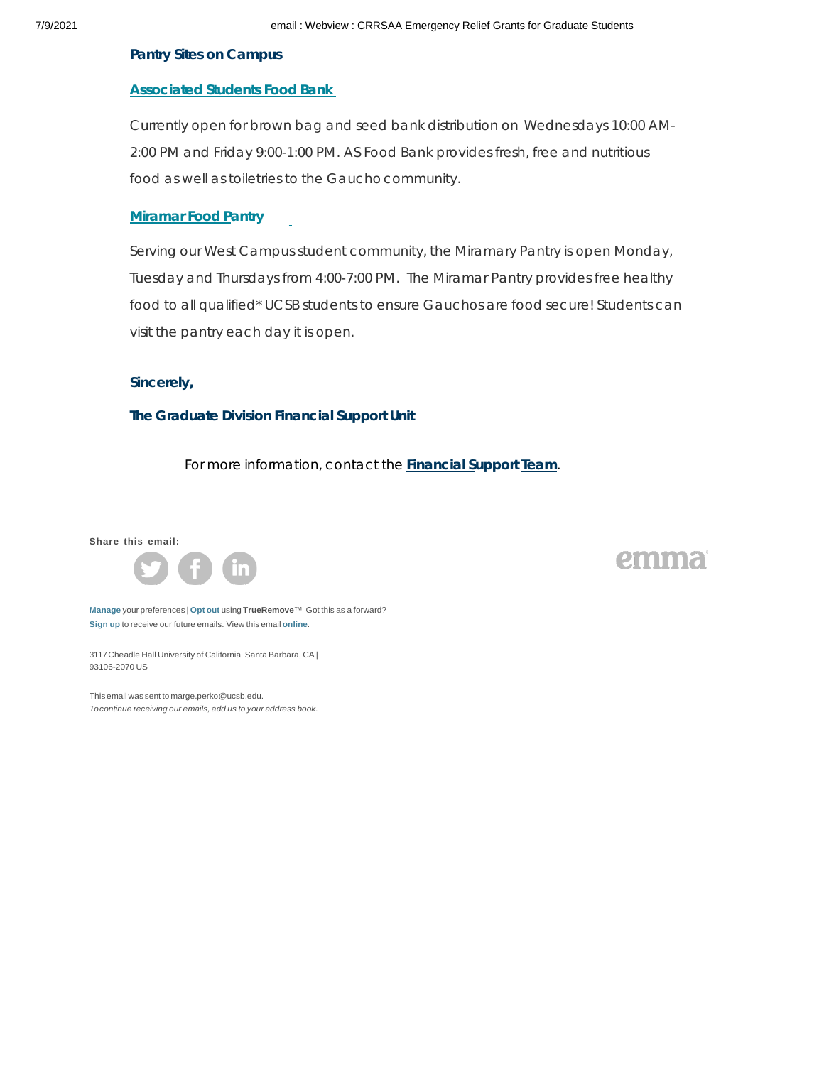**Pantry Sites on Campus**

**[Associated Students Food Bank](#)**

Currently open for brown bag and seed bank distribution on Wednesdays 10:00 AM-2:00 PM and Friday 9:00-1:00 PM. AS Food Bank provides fresh, free and nutritious food as well as toiletries to the Gaucho community.

**[Miramar Food Pantry](#)**

Serving our West Campus student community, the Miramary Pantry is open Monday, Tuesday and Thursdays from 4:00-7:00 PM. The Miramar Pantry provides free healthy food to all qualified* UCSB students to ensure Gauchos are food secure! Students can visit the pantry each day it is open.

**Sincerely,**

**The Graduate Division Financial Support Unit**

For more information, contact the **[Financial Support Team](#)**.

**Share this email:**

emma

**Manage** your preferences | **Opt out** using **TrueRemove**™ Got this as a forward? **Sign up** to receive our future emails. View this email **online**.

3117 Cheadle Hall University of California Santa Barbara, CA | 93106-2070 US

This email was sent to marge.perko@ucsb.edu.
*To continue receiving our emails, add us to your address book.*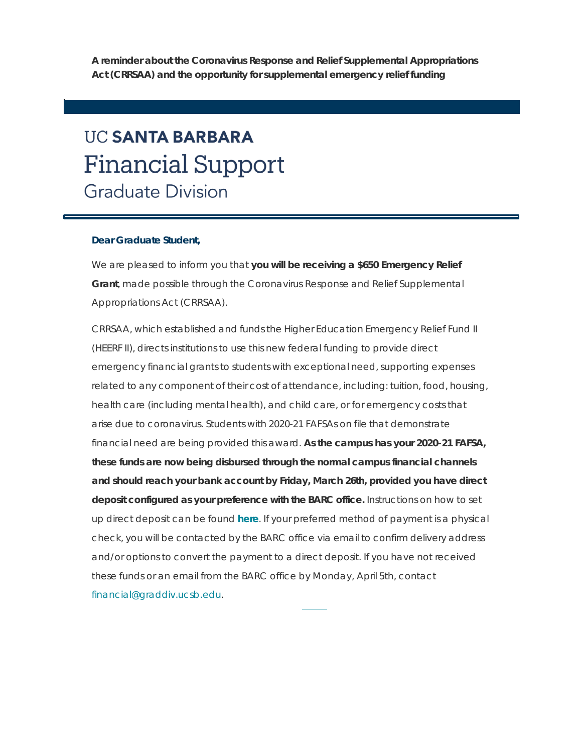**A reminder about the Coronavirus Response and Relief Supplemental Appropriations Act (CRRSAA) and the opportunity for supplemental emergency relief funding**

# UC **SANTA BARBARA**
## Financial Support
### Graduate Division

**Dear Graduate Student,**

We are pleased to inform you that **you will be receiving a $650 Emergency Relief Grant**, made possible through the Coronavirus Response and Relief Supplemental Appropriations Act (CRRSAA).

CRRSAA, which established and funds the Higher Education Emergency Relief Fund II (HEERF II), directs institutions to use this new federal funding to provide direct emergency financial grants to students with exceptional need, supporting expenses related to any component of their cost of attendance, including: tuition, food, housing, health care (including mental health), and child care, or for emergency costs that arise due to coronavirus. Students with 2020-21 FAFSAs on file that demonstrate financial need are being provided this award. **As the campus has your 2020-21 FAFSA, these funds are now being disbursed through the normal campus financial channels and should reach your bank account by Friday, March 26th, provided you have direct deposit configured as your preference with the BARC office.** Instructions on how to set up direct deposit can be found **here**. If your preferred method of payment is a physical check, you will be contacted by the BARC office via email to confirm delivery address and/or options to convert the payment to a direct deposit. If you have not received these funds or an email from the BARC office by Monday, April 5th, contact financial@graddiv.ucsb.edu.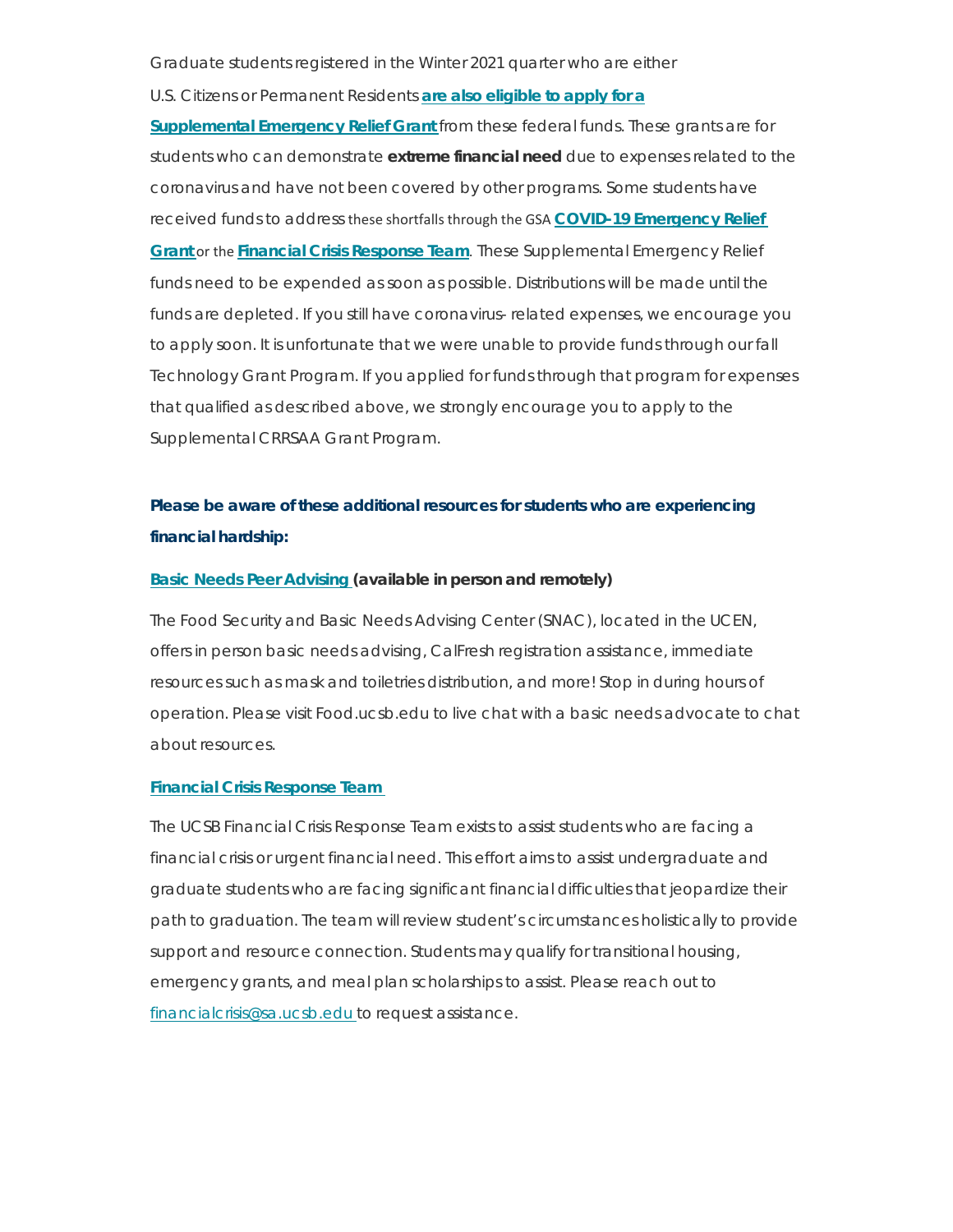Graduate students registered in the Winter 2021 quarter who are either U.S. Citizens or Permanent Residents **are also eligible to apply for a Supplemental Emergency Relief Grant** from these federal funds. These grants are for students who can demonstrate **extreme financial need** due to expenses related to the coronavirus and have not been covered by other programs. Some students have received funds to address these shortfalls through the GSA **COVID-19 Emergency Relief Grant** or the **Financial Crisis Response Team**. These Supplemental Emergency Relief funds need to be expended as soon as possible. Distributions will be made until the funds are depleted. If you still have coronavirus- related expenses, we encourage you to apply soon. It is unfortunate that we were unable to provide funds through our fall Technology Grant Program. If you applied for funds through that program for expenses that qualified as described above, we strongly encourage you to apply to the Supplemental CRRSAA Grant Program.

**Please be aware of these additional resources for students who are experiencing financial hardship:**

**Basic Needs Peer Advising (available in person and remotely)**

The Food Security and Basic Needs Advising Center (SNAC), located in the UCEN, offers in person basic needs advising, CalFresh registration assistance, immediate resources such as mask and toiletries distribution, and more! Stop in during hours of operation. Please visit Food.ucsb.edu to live chat with a basic needs advocate to chat about resources.

**Financial Crisis Response Team**

The UCSB Financial Crisis Response Team exists to assist students who are facing a financial crisis or urgent financial need. This effort aims to assist undergraduate and graduate students who are facing significant financial difficulties that jeopardize their path to graduation. The team will review student's circumstances holistically to provide support and resource connection. Students may qualify for transitional housing, emergency grants, and meal plan scholarships to assist. Please reach out to financialcrisis@sa.ucsb.edu to request assistance.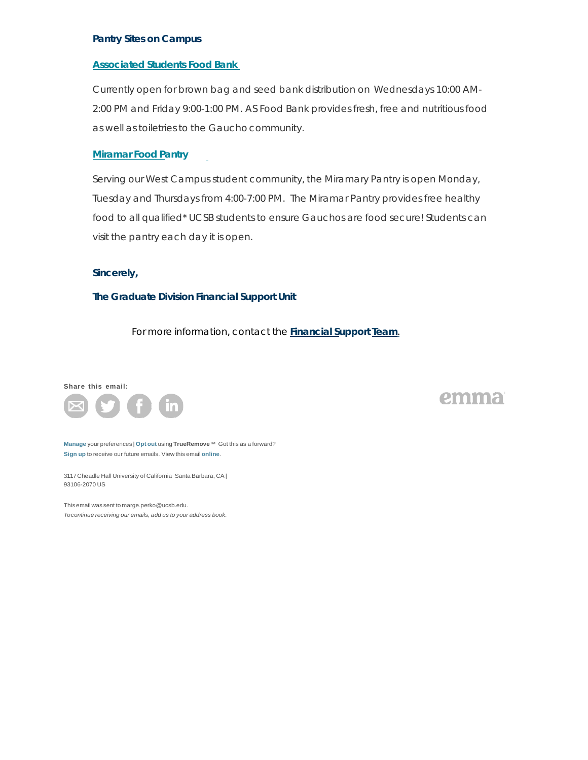**Pantry Sites on Campus**

**Associated Students Food Bank**

Currently open for brown bag and seed bank distribution on Wednesdays 10:00 AM-2:00 PM and Friday 9:00-1:00 PM. AS Food Bank provides fresh, free and nutritious food as well as toiletries to the Gaucho community.

**Miramar Food Pantry**

Serving our West Campus student community, the Miramary Pantry is open Monday, Tuesday and Thursdays from 4:00-7:00 PM. The Miramar Pantry provides free healthy food to all qualified* UCSB students to ensure Gauchos are food secure! Students can visit the pantry each day it is open.

**Sincerely,**

**The Graduate Division Financial Support Unit**

For more information, contact the **Financial Support Team**.

**Share this email:**

emma

**Manage** your preferences | **Opt out** using **TrueRemove**™ Got this as a forward? **Sign up** to receive our future emails. View this email **online**.

3117 Cheadle Hall University of California Santa Barbara, CA | 93106-2070 US

This email was sent to marge.perko@ucsb.edu.
*To continue receiving our emails, add us to your address book.*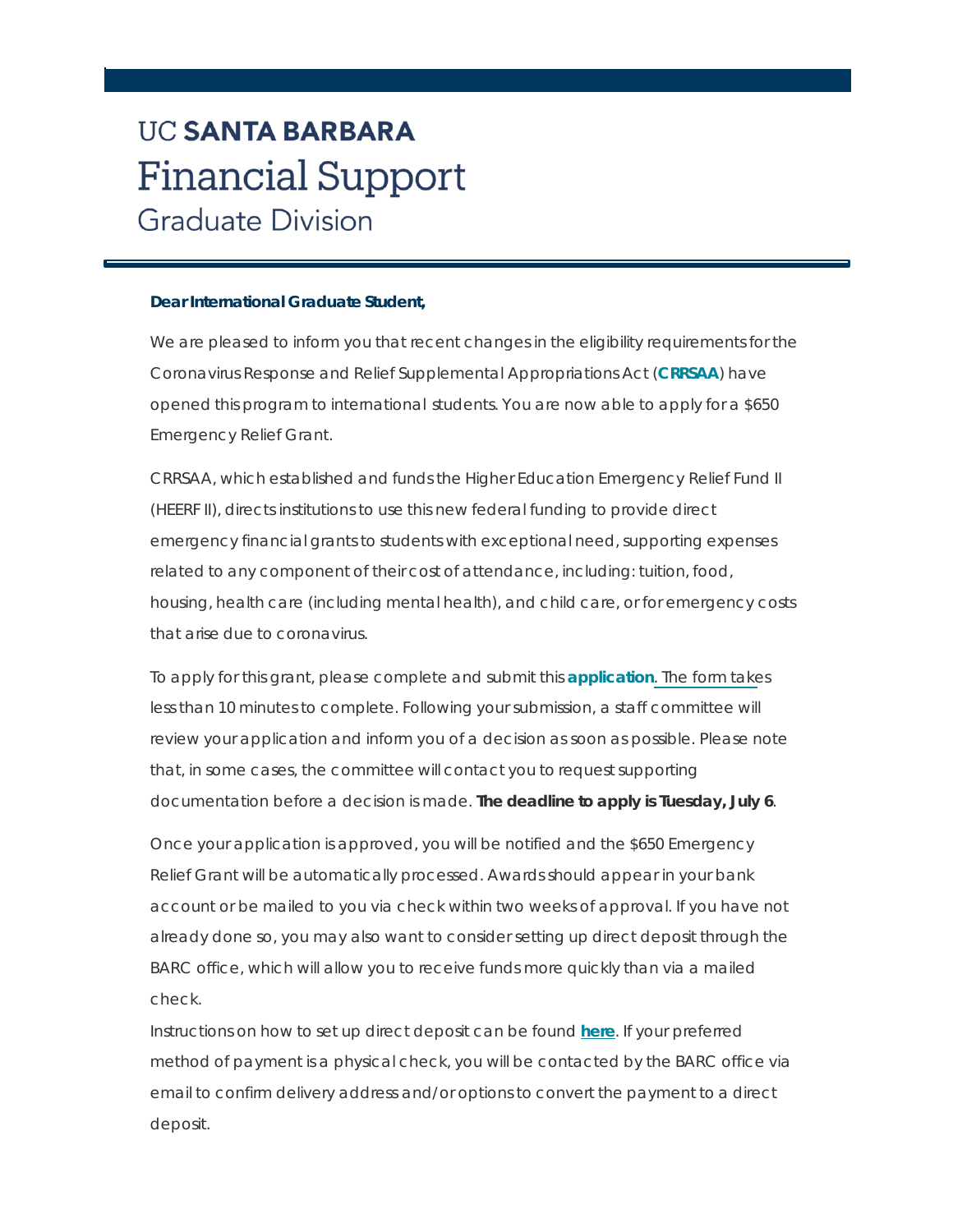# UC SANTA BARBARA

## Financial Support

### Graduate Division

**Dear International Graduate Student,**

We are pleased to inform you that recent changes in the eligibility requirements for the Coronavirus Response and Relief Supplemental Appropriations Act (**CRRSAA**) have opened this program to international students. You are now able to apply for a $650 Emergency Relief Grant.

CRRSAA, which established and funds the Higher Education Emergency Relief Fund II (HEERF II), directs institutions to use this new federal funding to provide direct emergency financial grants to students with exceptional need, supporting expenses related to any component of their cost of attendance, including: tuition, food, housing, health care (including mental health), and child care, or for emergency costs that arise due to coronavirus.

To apply for this grant, please complete and submit this **application**. The form takes less than 10 minutes to complete. Following your submission, a staff committee will review your application and inform you of a decision as soon as possible. Please note that, in some cases, the committee will contact you to request supporting documentation before a decision is made. **The deadline to apply is Tuesday, July 6**.

Once your application is approved, you will be notified and the $650 Emergency Relief Grant will be automatically processed. Awards should appear in your bank account or be mailed to you via check within two weeks of approval. If you have not already done so, you may also want to consider setting up direct deposit through the BARC office, which will allow you to receive funds more quickly than via a mailed check.

Instructions on how to set up direct deposit can be found **here**. If your preferred method of payment is a physical check, you will be contacted by the BARC office via email to confirm delivery address and/or options to convert the payment to a direct deposit.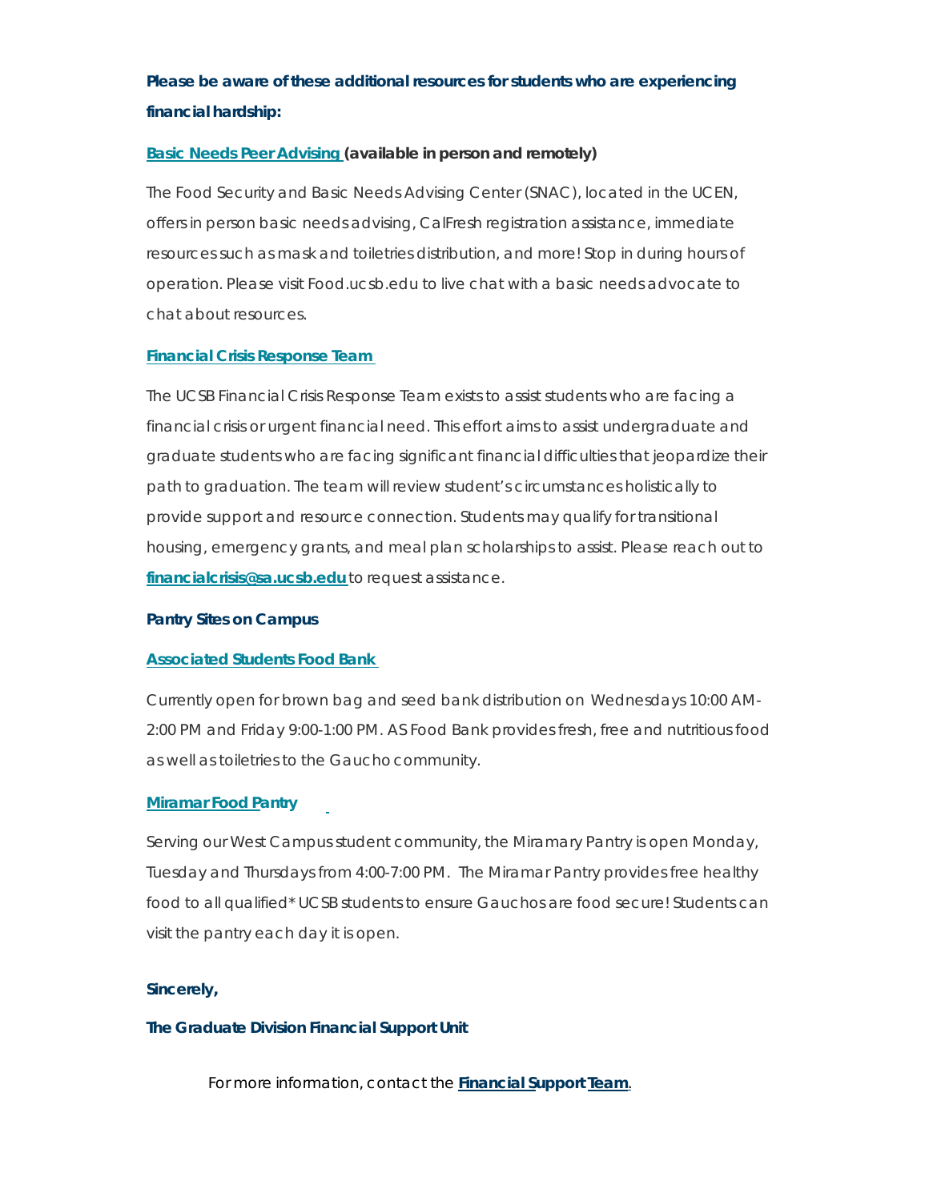**Please be aware of these additional resources for students who are experiencing financial hardship:**

**Basic Needs Peer Advising (available in person and remotely)**

The Food Security and Basic Needs Advising Center (SNAC), located in the UCEN, offers in person basic needs advising, CalFresh registration assistance, immediate resources such as mask and toiletries distribution, and more! Stop in during hours of operation. Please visit Food.ucsb.edu to live chat with a basic needs advocate to chat about resources.

**Financial Crisis Response Team**

The UCSB Financial Crisis Response Team exists to assist students who are facing a financial crisis or urgent financial need. This effort aims to assist undergraduate and graduate students who are facing significant financial difficulties that jeopardize their path to graduation. The team will review student's circumstances holistically to provide support and resource connection. Students may qualify for transitional housing, emergency grants, and meal plan scholarships to assist. Please reach out to **financialcrisis@sa.ucsb.edu** to request assistance.

**Pantry Sites on Campus**

**Associated Students Food Bank**

Currently open for brown bag and seed bank distribution on Wednesdays 10:00 AM-2:00 PM and Friday 9:00-1:00 PM. AS Food Bank provides fresh, free and nutritious food as well as toiletries to the Gaucho community.

**Miramar Food Pantry**

Serving our West Campus student community, the Miramary Pantry is open Monday, Tuesday and Thursdays from 4:00-7:00 PM. The Miramar Pantry provides free healthy food to all qualified* UCSB students to ensure Gauchos are food secure! Students can visit the pantry each day it is open.

**Sincerely,**

**The Graduate Division Financial Support Unit**

For more information, contact the **Financial Support Team**.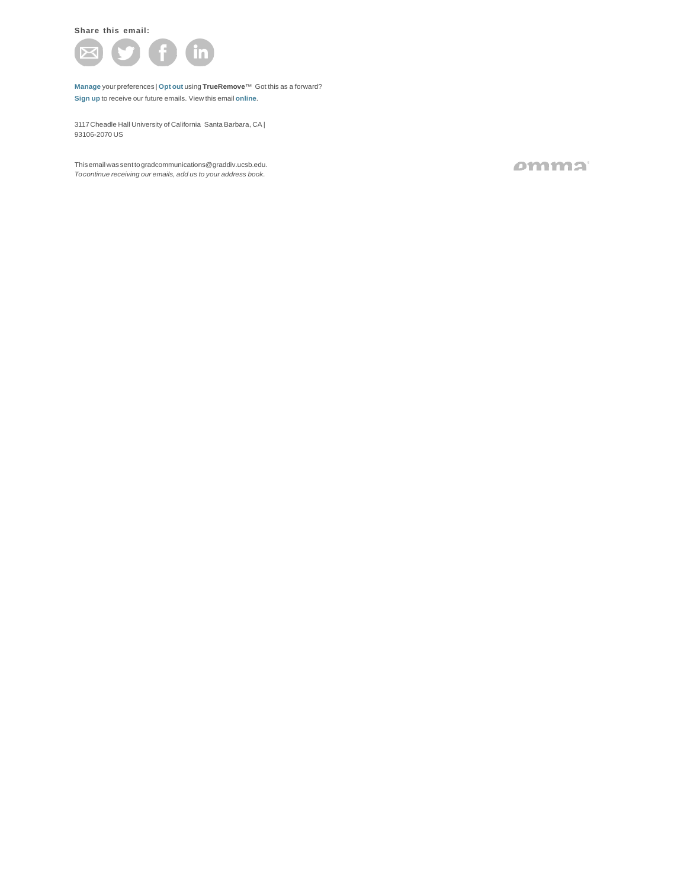**Share this email:**

**Manage** your preferences | **Opt out** using **TrueRemove**™ Got this as a forward?
**Sign up** to receive our future emails. View this email **online**.

3117 Cheadle Hall University of California Santa Barbara, CA |
93106-2070 US

This email was sent to gradcommunications@graddiv.ucsb.edu.
*To continue receiving our emails, add us to your address book.*